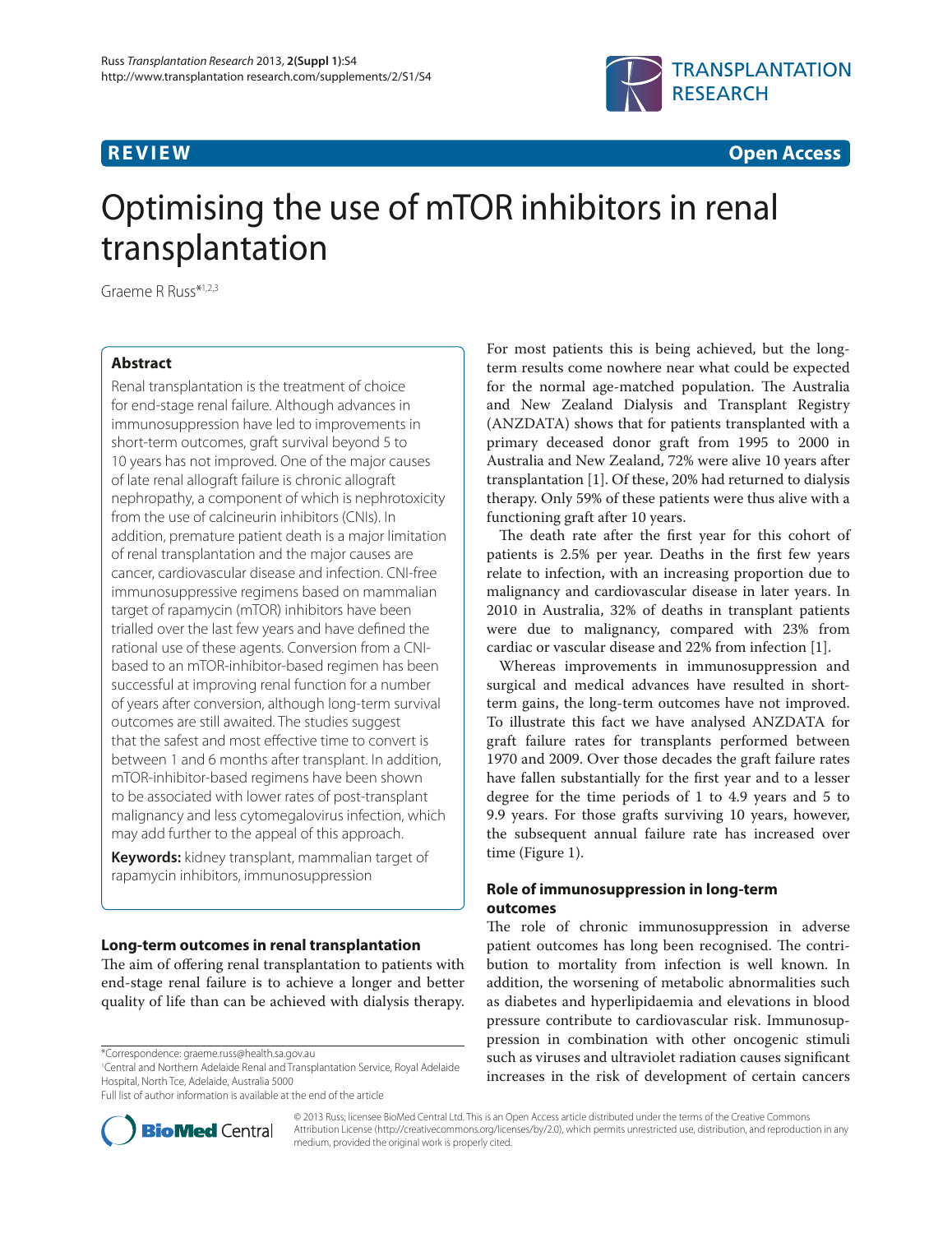REVIEW

Open Access

# Optimising the use of mTOR inhibitors in renal transplantation

Graeme R Russ*[1,2,3]

## Abstract

Renal transplantation is the treatment of choice for end-stage renal failure. Although advances in immunosuppression have led to improvements in short-term outcomes, graft survival beyond 5 to 10 years has not improved. One of the major causes of late renal allograft failure is chronic allograft nephropathy, a component of which is nephrotoxicity from the use of calcineurin inhibitors (CNIs). In addition, premature patient death is a major limitation of renal transplantation and the major causes are cancer, cardiovascular disease and infection. CNI-free immunosuppressive regimens based on mammalian target of rapamycin (mTOR) inhibitors have been trialled over the last few years and have defined the rational use of these agents. Conversion from a CNI-based to an mTOR-inhibitor-based regimen has been successful at improving renal function for a number of years after conversion, although long-term survival outcomes are still awaited. The studies suggest that the safest and most effective time to convert is between 1 and 6 months after transplant. In addition, mTOR-inhibitor-based regimens have been shown to be associated with lower rates of post-transplant malignancy and less cytomegalovirus infection, which may add further to the appeal of this approach.

**Keywords:** kidney transplant, mammalian target of rapamycin inhibitors, immunosuppression

## Long-term outcomes in renal transplantation

The aim of offering renal transplantation to patients with end-stage renal failure is to achieve a longer and better quality of life than can be achieved with dialysis therapy. For most patients this is being achieved, but the long-term results come nowhere near what could be expected for the normal age-matched population. The Australia and New Zealand Dialysis and Transplant Registry (ANZDATA) shows that for patients transplanted with a primary deceased donor graft from 1995 to 2000 in Australia and New Zealand, 72% were alive 10 years after transplantation [1]. Of these, 20% had returned to dialysis therapy. Only 59% of these patients were thus alive with a functioning graft after 10 years.

The death rate after the first year for this cohort of patients is 2.5% per year. Deaths in the first few years relate to infection, with an increasing proportion due to malignancy and cardiovascular disease in later years. In 2010 in Australia, 32% of deaths in transplant patients were due to malignancy, compared with 23% from cardiac or vascular disease and 22% from infection [1].

Whereas improvements in immunosuppression and surgical and medical advances have resulted in short-term gains, the long-term outcomes have not improved. To illustrate this fact we have analysed ANZDATA for graft failure rates for transplants performed between 1970 and 2009. Over those decades the graft failure rates have fallen substantially for the first year and to a lesser degree for the time periods of 1 to 4.9 years and 5 to 9.9 years. For those grafts surviving 10 years, however, the subsequent annual failure rate has increased over time (Figure 1).

## Role of immunosuppression in long-term outcomes

The role of chronic immunosuppression in adverse patient outcomes has long been recognised. The contribution to mortality from infection is well known. In addition, the worsening of metabolic abnormalities such as diabetes and hyperlipidaemia and elevations in blood pressure contribute to cardiovascular risk. Immunosuppression in combination with other oncogenic stimuli such as viruses and ultraviolet radiation causes significant increases in the risk of development of certain cancers

*Correspondence: graeme.russ@health.sa.gov.au
[1]Central and Northern Adelaide Renal and Transplantation Service, Royal Adelaide Hospital, North Tce, Adelaide, Australia 5000
Full list of author information is available at the end of the article

© 2013 Russ; licensee BioMed Central Ltd. This is an Open Access article distributed under the terms of the Creative Commons Attribution License (http://creativecommons.org/licenses/by/2.0), which permits unrestricted use, distribution, and reproduction in any medium, provided the original work is properly cited.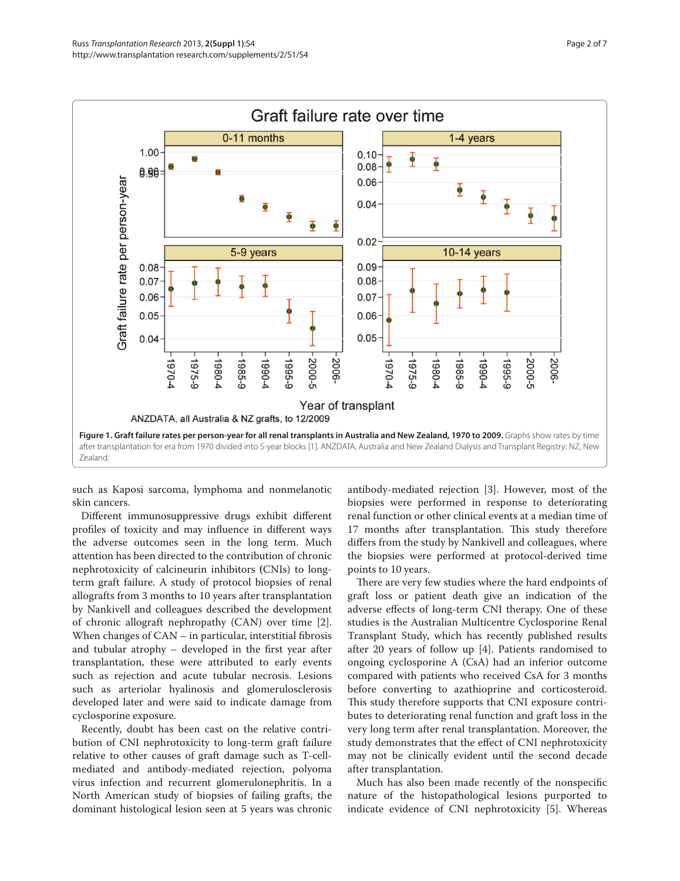**Figure 1. Graft failure rates per person-year for all renal transplants in Australia and New Zealand, 1970 to 2009.** Graphs show rates by time after transplantation for era from 1970 divided into 5-year blocks [1]. ANZDATA, Australia and New Zealand Dialysis and Transplant Registry; NZ, New Zealand.

such as Kaposi sarcoma, lymphoma and nonmelanotic skin cancers.

Different immunosuppressive drugs exhibit different profiles of toxicity and may influence in different ways the adverse outcomes seen in the long term. Much attention has been directed to the contribution of chronic nephrotoxicity of calcineurin inhibitors (CNIs) to long-term graft failure. A study of protocol biopsies of renal allografts from 3 months to 10 years after transplantation by Nankivell and colleagues described the development of chronic allograft nephropathy (CAN) over time [2]. When changes of CAN – in particular, interstitial fibrosis and tubular atrophy – developed in the first year after transplantation, these were attributed to early events such as rejection and acute tubular necrosis. Lesions such as arteriolar hyalinosis and glomerulosclerosis developed later and were said to indicate damage from cyclosporine exposure.

Recently, doubt has been cast on the relative contribution of CNI nephrotoxicity to long-term graft failure relative to other causes of graft damage such as T-cell-mediated and antibody-mediated rejection, polyoma virus infection and recurrent glomerulonephritis. In a North American study of biopsies of failing grafts, the dominant histological lesion seen at 5 years was chronic antibody-mediated rejection [3]. However, most of the biopsies were performed in response to deteriorating renal function or other clinical events at a median time of 17 months after transplantation. This study therefore differs from the study by Nankivell and colleagues, where the biopsies were performed at protocol-derived time points to 10 years.

There are very few studies where the hard endpoints of graft loss or patient death give an indication of the adverse effects of long-term CNI therapy. One of these studies is the Australian Multicentre Cyclosporine Renal Transplant Study, which has recently published results after 20 years of follow up [4]. Patients randomised to ongoing cyclosporine A (CsA) had an inferior outcome compared with patients who received CsA for 3 months before converting to azathioprine and corticosteroid. This study therefore supports that CNI exposure contributes to deteriorating renal function and graft loss in the very long term after renal transplantation. Moreover, the study demonstrates that the effect of CNI nephrotoxicity may not be clinically evident until the second decade after transplantation.

Much has also been made recently of the nonspecific nature of the histopathological lesions purported to indicate evidence of CNI nephrotoxicity [5]. Whereas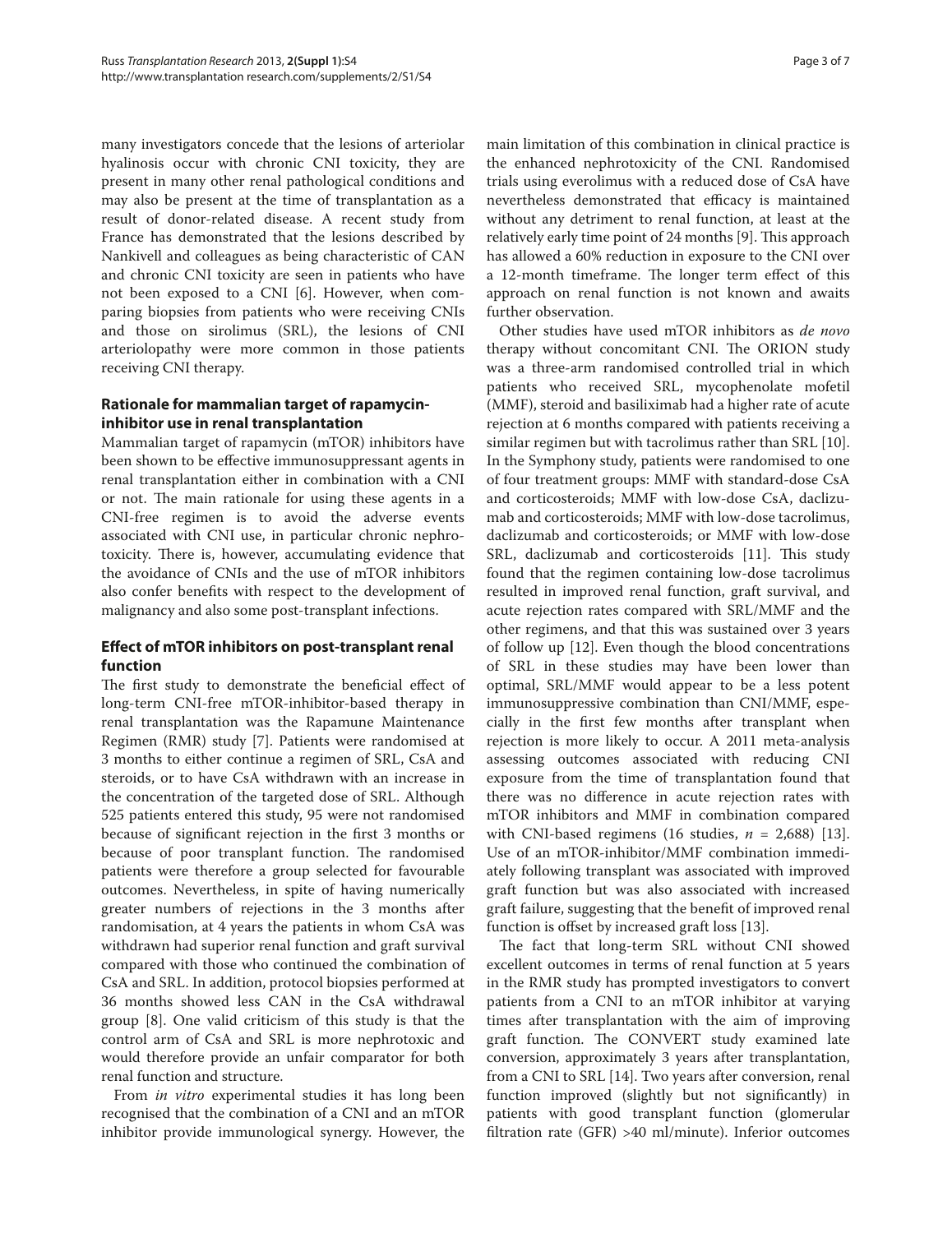many investigators concede that the lesions of arteriolar hyalinosis occur with chronic CNI toxicity, they are present in many other renal pathological conditions and may also be present at the time of transplantation as a result of donor-related disease. A recent study from France has demonstrated that the lesions described by Nankivell and colleagues as being characteristic of CAN and chronic CNI toxicity are seen in patients who have not been exposed to a CNI [6]. However, when comparing biopsies from patients who were receiving CNIs and those on sirolimus (SRL), the lesions of CNI arteriolopathy were more common in those patients receiving CNI therapy.

## Rationale for mammalian target of rapamycin-inhibitor use in renal transplantation

Mammalian target of rapamycin (mTOR) inhibitors have been shown to be effective immunosuppressant agents in renal transplantation either in combination with a CNI or not. The main rationale for using these agents in a CNI-free regimen is to avoid the adverse events associated with CNI use, in particular chronic nephrotoxicity. There is, however, accumulating evidence that the avoidance of CNIs and the use of mTOR inhibitors also confer benefits with respect to the development of malignancy and also some post-transplant infections.

## Effect of mTOR inhibitors on post-transplant renal function

The first study to demonstrate the beneficial effect of long-term CNI-free mTOR-inhibitor-based therapy in renal transplantation was the Rapamune Maintenance Regimen (RMR) study [7]. Patients were randomised at 3 months to either continue a regimen of SRL, CsA and steroids, or to have CsA withdrawn with an increase in the concentration of the targeted dose of SRL. Although 525 patients entered this study, 95 were not randomised because of significant rejection in the first 3 months or because of poor transplant function. The randomised patients were therefore a group selected for favourable outcomes. Nevertheless, in spite of having numerically greater numbers of rejections in the 3 months after randomisation, at 4 years the patients in whom CsA was withdrawn had superior renal function and graft survival compared with those who continued the combination of CsA and SRL. In addition, protocol biopsies performed at 36 months showed less CAN in the CsA withdrawal group [8]. One valid criticism of this study is that the control arm of CsA and SRL is more nephrotoxic and would therefore provide an unfair comparator for both renal function and structure.

From *in vitro* experimental studies it has long been recognised that the combination of a CNI and an mTOR inhibitor provide immunological synergy. However, the main limitation of this combination in clinical practice is the enhanced nephrotoxicity of the CNI. Randomised trials using everolimus with a reduced dose of CsA have nevertheless demonstrated that efficacy is maintained without any detriment to renal function, at least at the relatively early time point of 24 months [9]. This approach has allowed a 60% reduction in exposure to the CNI over a 12-month timeframe. The longer term effect of this approach on renal function is not known and awaits further observation.

Other studies have used mTOR inhibitors as *de novo* therapy without concomitant CNI. The ORION study was a three-arm randomised controlled trial in which patients who received SRL, mycophenolate mofetil (MMF), steroid and basiliximab had a higher rate of acute rejection at 6 months compared with patients receiving a similar regimen but with tacrolimus rather than SRL [10]. In the Symphony study, patients were randomised to one of four treatment groups: MMF with standard-dose CsA and corticosteroids; MMF with low-dose CsA, daclizumab and corticosteroids; MMF with low-dose tacrolimus, daclizumab and corticosteroids; or MMF with low-dose SRL, daclizumab and corticosteroids [11]. This study found that the regimen containing low-dose tacrolimus resulted in improved renal function, graft survival, and acute rejection rates compared with SRL/MMF and the other regimens, and that this was sustained over 3 years of follow up [12]. Even though the blood concentrations of SRL in these studies may have been lower than optimal, SRL/MMF would appear to be a less potent immunosuppressive combination than CNI/MMF, especially in the first few months after transplant when rejection is more likely to occur. A 2011 meta-analysis assessing outcomes associated with reducing CNI exposure from the time of transplantation found that there was no difference in acute rejection rates with mTOR inhibitors and MMF in combination compared with CNI-based regimens (16 studies, $n = 2{,}688$) [13]. Use of an mTOR-inhibitor/MMF combination immediately following transplant was associated with improved graft function but was also associated with increased graft failure, suggesting that the benefit of improved renal function is offset by increased graft loss [13].

The fact that long-term SRL without CNI showed excellent outcomes in terms of renal function at 5 years in the RMR study has prompted investigators to convert patients from a CNI to an mTOR inhibitor at varying times after transplantation with the aim of improving graft function. The CONVERT study examined late conversion, approximately 3 years after transplantation, from a CNI to SRL [14]. Two years after conversion, renal function improved (slightly but not significantly) in patients with good transplant function (glomerular filtration rate (GFR) >40 ml/minute). Inferior outcomes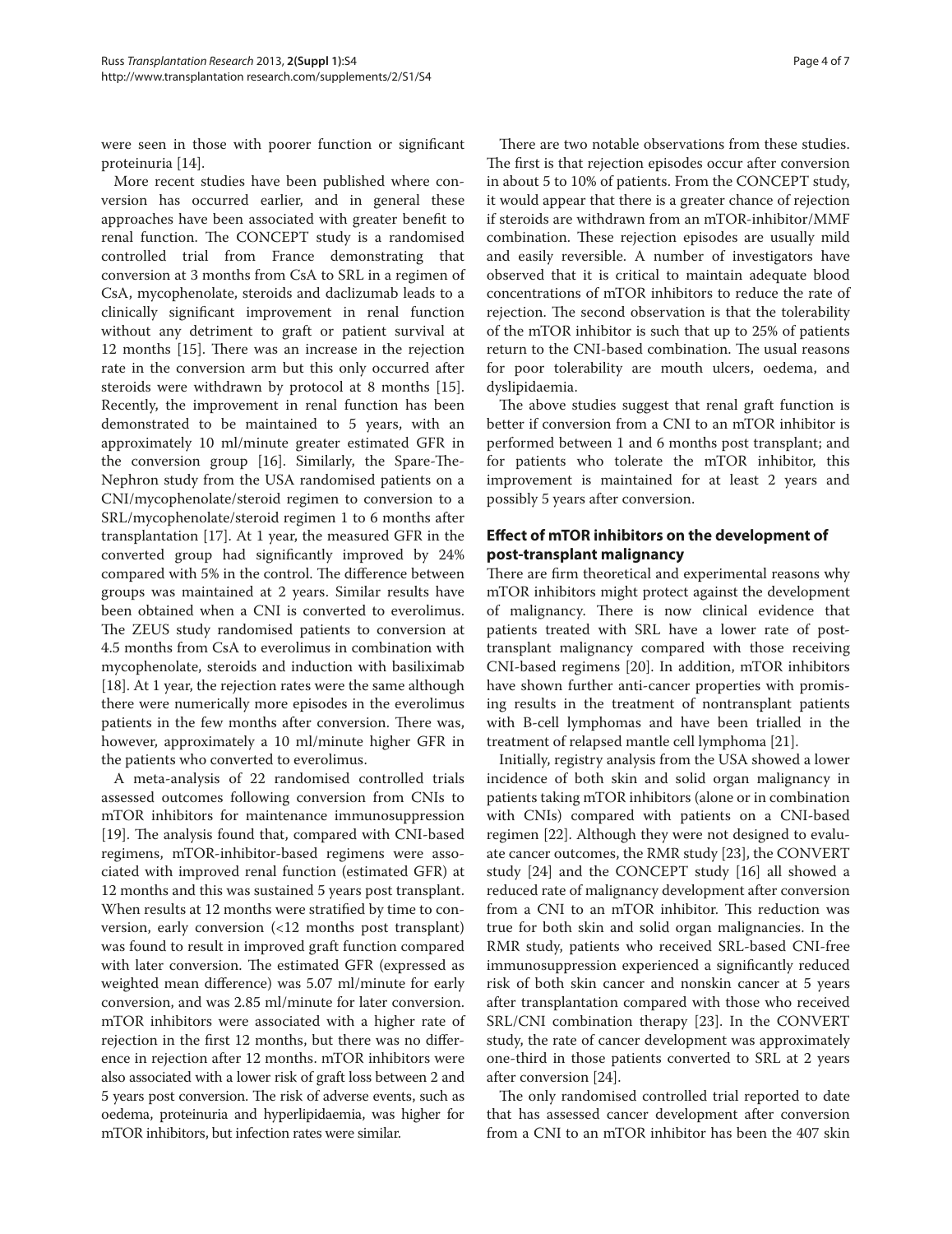were seen in those with poorer function or significant proteinuria [14].

More recent studies have been published where conversion has occurred earlier, and in general these approaches have been associated with greater benefit to renal function. The CONCEPT study is a randomised controlled trial from France demonstrating that conversion at 3 months from CsA to SRL in a regimen of CsA, mycophenolate, steroids and daclizumab leads to a clinically significant improvement in renal function without any detriment to graft or patient survival at 12 months [15]. There was an increase in the rejection rate in the conversion arm but this only occurred after steroids were withdrawn by protocol at 8 months [15]. Recently, the improvement in renal function has been demonstrated to be maintained to 5 years, with an approximately 10 ml/minute greater estimated GFR in the conversion group [16]. Similarly, the Spare-The-Nephron study from the USA randomised patients on a CNI/mycophenolate/steroid regimen to conversion to a SRL/mycophenolate/steroid regimen 1 to 6 months after transplantation [17]. At 1 year, the measured GFR in the converted group had significantly improved by 24% compared with 5% in the control. The difference between groups was maintained at 2 years. Similar results have been obtained when a CNI is converted to everolimus. The ZEUS study randomised patients to conversion at 4.5 months from CsA to everolimus in combination with mycophenolate, steroids and induction with basiliximab [18]. At 1 year, the rejection rates were the same although there were numerically more episodes in the everolimus patients in the few months after conversion. There was, however, approximately a 10 ml/minute higher GFR in the patients who converted to everolimus.

A meta-analysis of 22 randomised controlled trials assessed outcomes following conversion from CNIs to mTOR inhibitors for maintenance immunosuppression [19]. The analysis found that, compared with CNI-based regimens, mTOR-inhibitor-based regimens were associated with improved renal function (estimated GFR) at 12 months and this was sustained 5 years post transplant. When results at 12 months were stratified by time to conversion, early conversion (<12 months post transplant) was found to result in improved graft function compared with later conversion. The estimated GFR (expressed as weighted mean difference) was 5.07 ml/minute for early conversion, and was 2.85 ml/minute for later conversion. mTOR inhibitors were associated with a higher rate of rejection in the first 12 months, but there was no difference in rejection after 12 months. mTOR inhibitors were also associated with a lower risk of graft loss between 2 and 5 years post conversion. The risk of adverse events, such as oedema, proteinuria and hyperlipidaemia, was higher for mTOR inhibitors, but infection rates were similar.

There are two notable observations from these studies. The first is that rejection episodes occur after conversion in about 5 to 10% of patients. From the CONCEPT study, it would appear that there is a greater chance of rejection if steroids are withdrawn from an mTOR-inhibitor/MMF combination. These rejection episodes are usually mild and easily reversible. A number of investigators have observed that it is critical to maintain adequate blood concentrations of mTOR inhibitors to reduce the rate of rejection. The second observation is that the tolerability of the mTOR inhibitor is such that up to 25% of patients return to the CNI-based combination. The usual reasons for poor tolerability are mouth ulcers, oedema, and dyslipidaemia.

The above studies suggest that renal graft function is better if conversion from a CNI to an mTOR inhibitor is performed between 1 and 6 months post transplant; and for patients who tolerate the mTOR inhibitor, this improvement is maintained for at least 2 years and possibly 5 years after conversion.

## Effect of mTOR inhibitors on the development of post-transplant malignancy

There are firm theoretical and experimental reasons why mTOR inhibitors might protect against the development of malignancy. There is now clinical evidence that patients treated with SRL have a lower rate of post-transplant malignancy compared with those receiving CNI-based regimens [20]. In addition, mTOR inhibitors have shown further anti-cancer properties with promising results in the treatment of nontransplant patients with B-cell lymphomas and have been trialled in the treatment of relapsed mantle cell lymphoma [21].

Initially, registry analysis from the USA showed a lower incidence of both skin and solid organ malignancy in patients taking mTOR inhibitors (alone or in combination with CNIs) compared with patients on a CNI-based regimen [22]. Although they were not designed to evaluate cancer outcomes, the RMR study [23], the CONVERT study [24] and the CONCEPT study [16] all showed a reduced rate of malignancy development after conversion from a CNI to an mTOR inhibitor. This reduction was true for both skin and solid organ malignancies. In the RMR study, patients who received SRL-based CNI-free immunosuppression experienced a significantly reduced risk of both skin cancer and nonskin cancer at 5 years after transplantation compared with those who received SRL/CNI combination therapy [23]. In the CONVERT study, the rate of cancer development was approximately one-third in those patients converted to SRL at 2 years after conversion [24].

The only randomised controlled trial reported to date that has assessed cancer development after conversion from a CNI to an mTOR inhibitor has been the 407 skin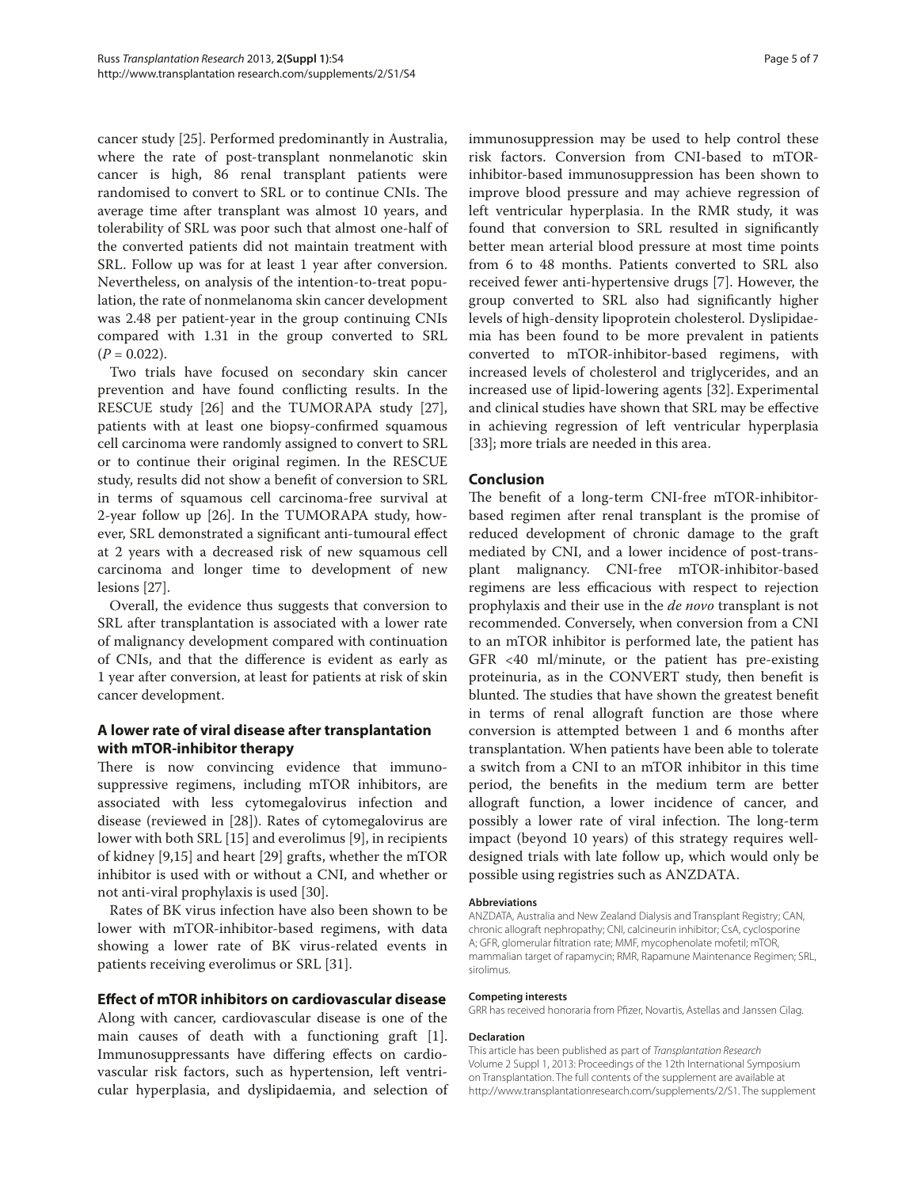cancer study [25]. Performed predominantly in Australia, where the rate of post-transplant nonmelanotic skin cancer is high, 86 renal transplant patients were randomised to convert to SRL or to continue CNIs. The average time after transplant was almost 10 years, and tolerability of SRL was poor such that almost one-half of the converted patients did not maintain treatment with SRL. Follow up was for at least 1 year after conversion. Nevertheless, on analysis of the intention-to-treat population, the rate of nonmelanoma skin cancer development was 2.48 per patient-year in the group continuing CNIs compared with 1.31 in the group converted to SRL ($P = 0.022$).

Two trials have focused on secondary skin cancer prevention and have found conflicting results. In the RESCUE study [26] and the TUMORAPA study [27], patients with at least one biopsy-confirmed squamous cell carcinoma were randomly assigned to convert to SRL or to continue their original regimen. In the RESCUE study, results did not show a benefit of conversion to SRL in terms of squamous cell carcinoma-free survival at 2-year follow up [26]. In the TUMORAPA study, however, SRL demonstrated a significant anti-tumoural effect at 2 years with a decreased risk of new squamous cell carcinoma and longer time to development of new lesions [27].

Overall, the evidence thus suggests that conversion to SRL after transplantation is associated with a lower rate of malignancy development compared with continuation of CNIs, and that the difference is evident as early as 1 year after conversion, at least for patients at risk of skin cancer development.

## A lower rate of viral disease after transplantation with mTOR-inhibitor therapy

There is now convincing evidence that immunosuppressive regimens, including mTOR inhibitors, are associated with less cytomegalovirus infection and disease (reviewed in [28]). Rates of cytomegalovirus are lower with both SRL [15] and everolimus [9], in recipients of kidney [9,15] and heart [29] grafts, whether the mTOR inhibitor is used with or without a CNI, and whether or not anti-viral prophylaxis is used [30].

Rates of BK virus infection have also been shown to be lower with mTOR-inhibitor-based regimens, with data showing a lower rate of BK virus-related events in patients receiving everolimus or SRL [31].

## Effect of mTOR inhibitors on cardiovascular disease

Along with cancer, cardiovascular disease is one of the main causes of death with a functioning graft [1]. Immunosuppressants have differing effects on cardiovascular risk factors, such as hypertension, left ventricular hyperplasia, and dyslipidaemia, and selection of immunosuppression may be used to help control these risk factors. Conversion from CNI-based to mTOR-inhibitor-based immunosuppression has been shown to improve blood pressure and may achieve regression of left ventricular hyperplasia. In the RMR study, it was found that conversion to SRL resulted in significantly better mean arterial blood pressure at most time points from 6 to 48 months. Patients converted to SRL also received fewer anti-hypertensive drugs [7]. However, the group converted to SRL also had significantly higher levels of high-density lipoprotein cholesterol. Dyslipidaemia has been found to be more prevalent in patients converted to mTOR-inhibitor-based regimens, with increased levels of cholesterol and triglycerides, and an increased use of lipid-lowering agents [32]. Experimental and clinical studies have shown that SRL may be effective in achieving regression of left ventricular hyperplasia [33]; more trials are needed in this area.

## Conclusion

The benefit of a long-term CNI-free mTOR-inhibitor-based regimen after renal transplant is the promise of reduced development of chronic damage to the graft mediated by CNI, and a lower incidence of post-transplant malignancy. CNI-free mTOR-inhibitor-based regimens are less efficacious with respect to rejection prophylaxis and their use in the *de novo* transplant is not recommended. Conversely, when conversion from a CNI to an mTOR inhibitor is performed late, the patient has GFR <40 ml/minute, or the patient has pre-existing proteinuria, as in the CONVERT study, then benefit is blunted. The studies that have shown the greatest benefit in terms of renal allograft function are those where conversion is attempted between 1 and 6 months after transplantation. When patients have been able to tolerate a switch from a CNI to an mTOR inhibitor in this time period, the benefits in the medium term are better allograft function, a lower incidence of cancer, and possibly a lower rate of viral infection. The long-term impact (beyond 10 years) of this strategy requires well-designed trials with late follow up, which would only be possible using registries such as ANZDATA.

#### Abbreviations

ANZDATA, Australia and New Zealand Dialysis and Transplant Registry; CAN, chronic allograft nephropathy; CNI, calcineurin inhibitor; CsA, cyclosporine A; GFR, glomerular filtration rate; MMF, mycophenolate mofetil; mTOR, mammalian target of rapamycin; RMR, Rapamune Maintenance Regimen; SRL, sirolimus.

#### Competing interests

GRR has received honoraria from Pfizer, Novartis, Astellas and Janssen Cilag.

#### Declaration

This article has been published as part of *Transplantation Research* Volume 2 Suppl 1, 2013: Proceedings of the 12th International Symposium on Transplantation. The full contents of the supplement are available at http://www.transplantationresearch.com/supplements/2/S1. The supplement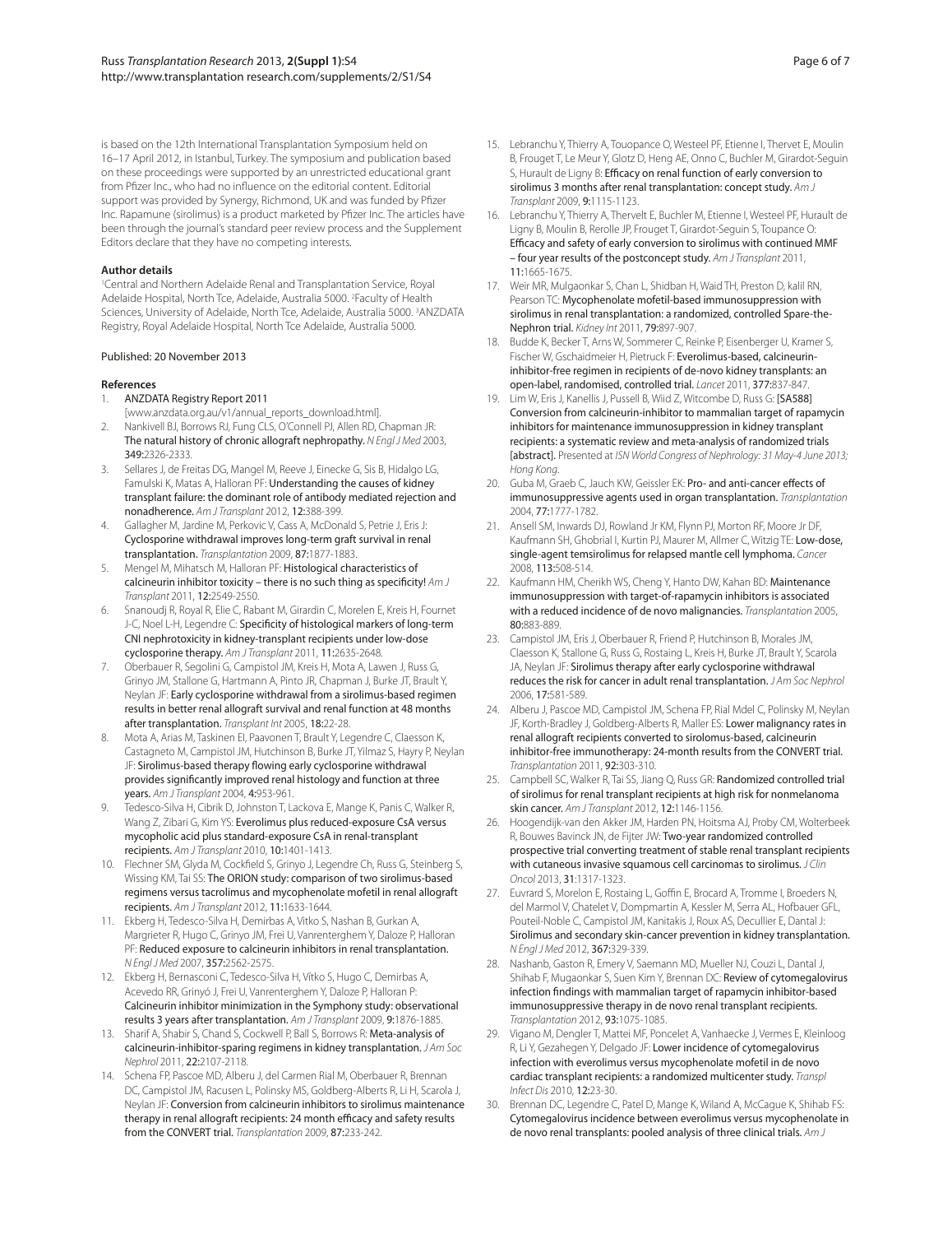is based on the 12th International Transplantation Symposium held on 16–17 April 2012, in Istanbul, Turkey. The symposium and publication based on these proceedings were supported by an unrestricted educational grant from Pfizer Inc., who had no influence on the editorial content. Editorial support was provided by Synergy, Richmond, UK and was funded by Pfizer Inc. Rapamune (sirolimus) is a product marketed by Pfizer Inc. The articles have been through the journal's standard peer review process and the Supplement Editors declare that they have no competing interests.

**Author details**

[1]Central and Northern Adelaide Renal and Transplantation Service, Royal Adelaide Hospital, North Tce, Adelaide, Australia 5000. [2]Faculty of Health Sciences, University of Adelaide, North Tce, Adelaide, Australia 5000. [3]ANZDATA Registry, Royal Adelaide Hospital, North Tce Adelaide, Australia 5000.

Published: 20 November 2013

**References**

1. ANZDATA Registry Report 2011 [www.anzdata.org.au/v1/annual_reports_download.html].
2. Nankivell BJ, Borrows RJ, Fung CLS, O'Connell PJ, Allen RD, Chapman JR: The natural history of chronic allograft nephropathy. *N Engl J Med* 2003, **349:**2326-2333.
3. Sellares J, de Freitas DG, Mangel M, Reeve J, Einecke G, Sis B, Hidalgo LG, Famulski K, Matas A, Halloran PF: Understanding the causes of kidney transplant failure: the dominant role of antibody mediated rejection and nonadherence. *Am J Transplant* 2012, **12:**388-399.
4. Gallagher M, Jardine M, Perkovic V, Cass A, McDonald S, Petrie J, Eris J: Cyclosporine withdrawal improves long-term graft survival in renal transplantation. *Transplantation* 2009, **87:**1877-1883.
5. Mengel M, Mihatsch M, Halloran PF: Histological characteristics of calcineurin inhibitor toxicity – there is no such thing as specificity! *Am J Transplant* 2011, **12:**2549-2550.
6. Snanoudj R, Royal R, Elie C, Rabant M, Girardin C, Morelen E, Kreis H, Fournet J-C, Noel L-H, Legendre C: Specificity of histological markers of long-term CNI nephrotoxicity in kidney-transplant recipients under low-dose cyclosporine therapy. *Am J Transplant* 2011, **11:**2635-2648.
7. Oberbauer R, Segolini G, Campistol JM, Kreis H, Mota A, Lawen J, Russ G, Grinyo JM, Stallone G, Hartmann A, Pinto JR, Chapman J, Burke JT, Brault Y, Neylan JF: Early cyclosporine withdrawal from a sirolimus-based regimen results in better renal allograft survival and renal function at 48 months after transplantation. *Transplant Int* 2005, **18:**22-28.
8. Mota A, Arias M, Taskinen EI, Paavonen T, Brault Y, Legendre C, Claesson K, Castagneto M, Campistol JM, Hutchinson B, Burke JT, Yilmaz S, Hayry P, Neylan JF: Sirolimus-based therapy flowing early cyclosporine withdrawal provides significantly improved renal histology and function at three years. *Am J Transplant* 2004, **4:**953-961.
9. Tedesco-Silva H, Cibrik D, Johnston T, Lackova E, Mange K, Panis C, Walker R, Wang Z, Zibari G, Kim YS: Everolimus plus reduced-exposure CsA versus mycopholic acid plus standard-exposure CsA in renal-transplant recipients. *Am J Transplant* 2010, **10:**1401-1413.
10. Flechner SM, Glyda M, Cockfield S, Grinyo J, Legendre Ch, Russ G, Steinberg S, Wissing KM, Tai SS: The ORION study: comparison of two sirolimus-based regimens versus tacrolimus and mycophenolate mofetil in renal allograft recipients. *Am J Transplant* 2012, **11:**1633-1644.
11. Ekberg H, Tedesco-Silva H, Demirbas A, Vitko S, Nashan B, Gurkan A, Margrieter R, Hugo C, Grinyo JM, Frei U, Vanrenterghem Y, Daloze P, Halloran PF: Reduced exposure to calcineurin inhibitors in renal transplantation. *N Engl J Med* 2007, **357:**2562-2575.
12. Ekberg H, Bernasconi C, Tedesco-Silva H, Vítko S, Hugo C, Demirbas A, Acevedo RR, Grinyó J, Frei U, Vanrenterghem Y, Daloze P, Halloran P: Calcineurin inhibitor minimization in the Symphony study: observational results 3 years after transplantation. *Am J Transplant* 2009, **9:**1876-1885.
13. Sharif A, Shabir S, Chand S, Cockwell P, Ball S, Borrows R: Meta-analysis of calcineurin-inhibitor-sparing regimens in kidney transplantation. *J Am Soc Nephrol* 2011, **22:**2107-2118.
14. Schena FP, Pascoe MD, Alberu J, del Carmen Rial M, Oberbauer R, Brennan DC, Campistol JM, Racusen L, Polinsky MS, Goldberg-Alberts R, Li H, Scarola J, Neylan JF: Conversion from calcineurin inhibitors to sirolimus maintenance therapy in renal allograft recipients: 24 month efficacy and safety results from the CONVERT trial. *Transplantation* 2009, **87:**233-242.
15. Lebranchu Y, Thierry A, Touopance O, Westeel PF, Etienne I, Thervet E, Moulin B, Frouget T, Le Meur Y, Glotz D, Heng AE, Onno C, Buchler M, Girardot-Seguin S, Hurault de Ligny B: Efficacy on renal function of early conversion to sirolimus 3 months after renal transplantation: concept study. *Am J Transplant* 2009, **9:**1115-1123.
16. Lebranchu Y, Thierry A, Thervelt E, Buchler M, Etienne I, Westeel PF, Hurault de Ligny B, Moulin B, Rerolle JP, Frouget T, Girardot-Seguin S, Toupance O: Efficacy and safety of early conversion to sirolimus with continued MMF – four year results of the postconcept study. *Am J Transplant* 2011, **11:**1665-1675.
17. Weir MR, Mulgaonkar S, Chan L, Shidban H, Waid TH, Preston D, kalil RN, Pearson TC: Mycophenolate mofetil-based immunosuppression with sirolimus in renal transplantation: a randomized, controlled Spare-the-Nephron trial. *Kidney Int* 2011, **79:**897-907.
18. Budde K, Becker T, Arns W, Sommerer C, Reinke P, Eisenberger U, Kramer S, Fischer W, Gschaidmeier H, Pietruck F: Everolimus-based, calcineurin-inhibitor-free regimen in recipients of de-novo kidney transplants: an open-label, randomised, controlled trial. *Lancet* 2011, **377:**837-847.
19. Lim W, Eris J, Kanellis J, Pussell B, Wiid Z, Witcombe D, Russ G: [SA588] Conversion from calcineurin-inhibitor to mammalian target of rapamycin inhibitors for maintenance immunosuppression in kidney transplant recipients: a systematic review and meta-analysis of randomized trials [abstract]. Presented at *ISN World Congress of Nephrology: 31 May-4 June 2013; Hong Kong*.
20. Guba M, Graeb C, Jauch KW, Geissler EK: Pro- and anti-cancer effects of immunosuppressive agents used in organ transplantation. *Transplantation* 2004, **77:**1777-1782.
21. Ansell SM, Inwards DJ, Rowland Jr KM, Flynn PJ, Morton RF, Moore Jr DF, Kaufmann SH, Ghobrial I, Kurtin PJ, Maurer M, Allmer C, Witzig TE: Low-dose, single-agent temsirolimus for relapsed mantle cell lymphoma. *Cancer* 2008, **113:**508-514.
22. Kaufmann HM, Cherikh WS, Cheng Y, Hanto DW, Kahan BD: Maintenance immunosuppression with target-of-rapamycin inhibitors is associated with a reduced incidence of de novo malignancies. *Transplantation* 2005, **80:**883-889.
23. Campistol JM, Eris J, Oberbauer R, Friend P, Hutchinson B, Morales JM, Claesson K, Stallone G, Russ G, Rostaing L, Kreis H, Burke JT, Brault Y, Scarola JA, Neylan JF: Sirolimus therapy after early cyclosporine withdrawal reduces the risk for cancer in adult renal transplantation. *J Am Soc Nephrol* 2006, **17:**581-589.
24. Alberu J, Pascoe MD, Campistol JM, Schena FP, Rial Mdel C, Polinsky M, Neylan JF, Korth-Bradley J, Goldberg-Alberts R, Maller ES: Lower malignancy rates in renal allograft recipients converted to sirolomus-based, calcineurin inhibitor-free immunotherapy: 24-month results from the CONVERT trial. *Transplantation* 2011, **92:**303-310.
25. Campbell SC, Walker R, Tai SS, Jiang Q, Russ GR: Randomized controlled trial of sirolimus for renal transplant recipients at high risk for nonmelanoma skin cancer. *Am J Transplant* 2012, **12:**1146-1156.
26. Hoogendijk-van den Akker JM, Harden PN, Hoitsma AJ, Proby CM, Wolterbeek R, Bouwes Bavinck JN, de Fijter JW: Two-year randomized controlled prospective trial converting treatment of stable renal transplant recipients with cutaneous invasive squamous cell carcinomas to sirolimus. *J Clin Oncol* 2013, **31:**1317-1323.
27. Euvrard S, Morelon E, Rostaing L, Goffin E, Brocard A, Tromme I, Broeders N, del Marmol V, Chatelet V, Dompmartin A, Kessler M, Serra AL, Hofbauer GFL, Pouteil-Noble C, Campistol JM, Kanitakis J, Roux AS, Decullier E, Dantal J: Sirolimus and secondary skin-cancer prevention in kidney transplantation. *N Engl J Med* 2012, **367:**329-339.
28. Nashanb, Gaston R, Emery V, Saemann MD, Mueller NJ, Couzi L, Dantal J, Shihab F, Mugaonkar S, Suen Kim Y, Brennan DC: Review of cytomegalovirus infection findings with mammalian target of rapamycin inhibitor-based immunosuppressive therapy in de novo renal transplant recipients. *Transplantation* 2012, **93:**1075-1085.
29. Vigano M, Dengler T, Mattei MF, Poncelet A, Vanhaecke J, Vermes E, Kleinloog R, Li Y, Gezahegen Y, Delgado JF: Lower incidence of cytomegalovirus infection with everolimus versus mycophenolate mofetil in de novo cardiac transplant recipients: a randomized multicenter study. *Transpl Infect Dis* 2010, **12:**23-30.
30. Brennan DC, Legendre C, Patel D, Mange K, Wiland A, McCague K, Shihab FS: Cytomegalovirus incidence between everolimus versus mycophenolate in de novo renal transplants: pooled analysis of three clinical trials. *Am J*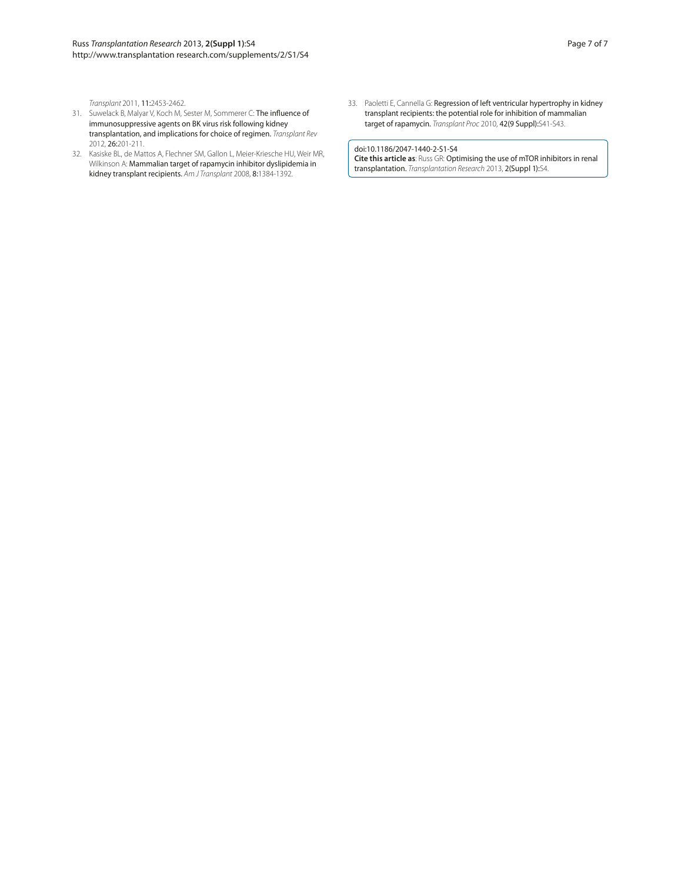*Transplant* 2011, **11:**2453-2462.

31. Suwelack B, Malyar V, Koch M, Sester M, Sommerer C: **The influence of immunosuppressive agents on BK virus risk following kidney transplantation, and implications for choice of regimen.** *Transplant Rev* 2012, **26:**201-211.
32. Kasiske BL, de Mattos A, Flechner SM, Gallon L, Meier-Kriesche HU, Weir MR, Wilkinson A: **Mammalian target of rapamycin inhibitor dyslipidemia in kidney transplant recipients.** *Am J Transplant* 2008, **8:**1384-1392.
33. Paoletti E, Cannella G: **Regression of left ventricular hypertrophy in kidney transplant recipients: the potential role for inhibition of mammalian target of rapamycin.** *Transplant Proc* 2010, **42(9 Suppl):**S41-S43.

doi:10.1186/2047-1440-2-S1-S4
**Cite this article as**: Russ GR: **Optimising the use of mTOR inhibitors in renal transplantation.** *Transplantation Research* 2013, **2(Suppl 1):**S4.